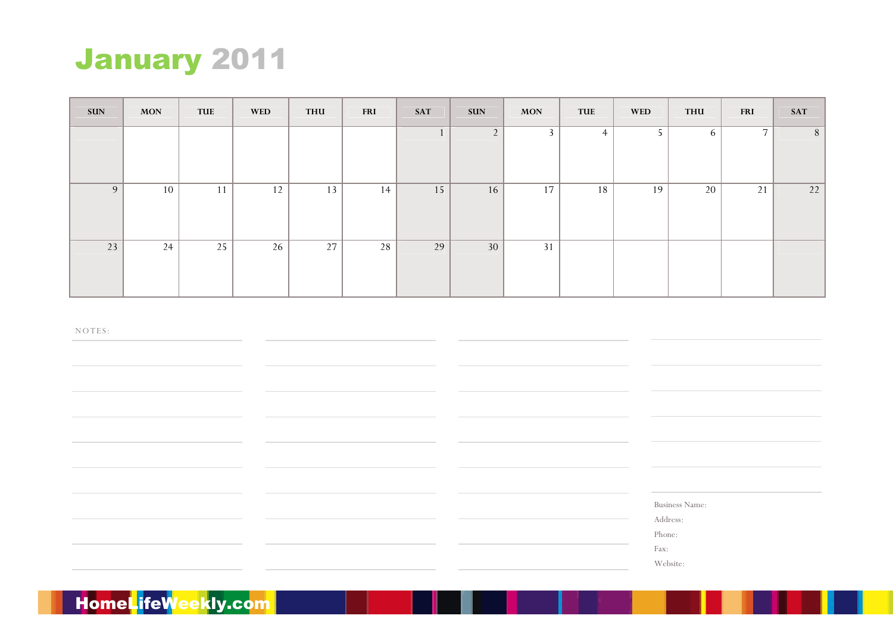# January 2011

| SUN | MON | TUE | WED | THU | FRI | SAT | SUN | MON | TUE | WED | THU | FRI | SAT |
|---|---|---|---|---|---|---|---|---|---|---|---|---|---|
| | | | | | | 1 | 2 | 3 | 4 | 5 | 6 | 7 | 8 |
| 9 | 10 | 11 | 12 | 13 | 14 | 15 | 16 | 17 | 18 | 19 | 20 | 21 | 22 |
| 23 | 24 | 25 | 26 | 27 | 28 | 29 | 30 | 31 | | | | | |

NOTES:

Business Name:

Address:

Phone:

Fax:

Website:

HomeLifeWeekly.com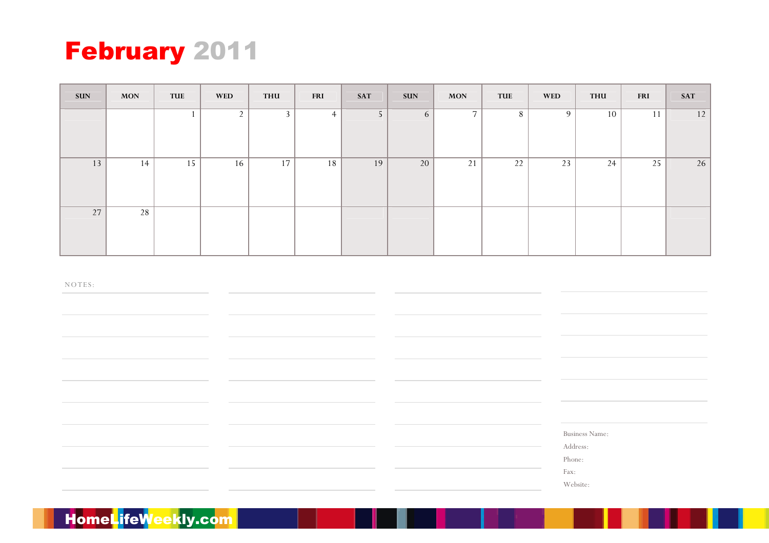# February 2011

| SUN | MON | TUE | WED | THU | FRI | SAT | SUN | MON | TUE | WED | THU | FRI | SAT |
|---|---|---|---|---|---|---|---|---|---|---|---|---|---|
| | | 1 | 2 | 3 | 4 | 5 | 6 | 7 | 8 | 9 | 10 | 11 | 12 |
| 13 | 14 | 15 | 16 | 17 | 18 | 19 | 20 | 21 | 22 | 23 | 24 | 25 | 26 |
| 27 | 28 | | | | | | | | | | | | |

NOTES:

Business Name:
Address:
Phone:
Fax:
Website:

HomeLifeWeekly.com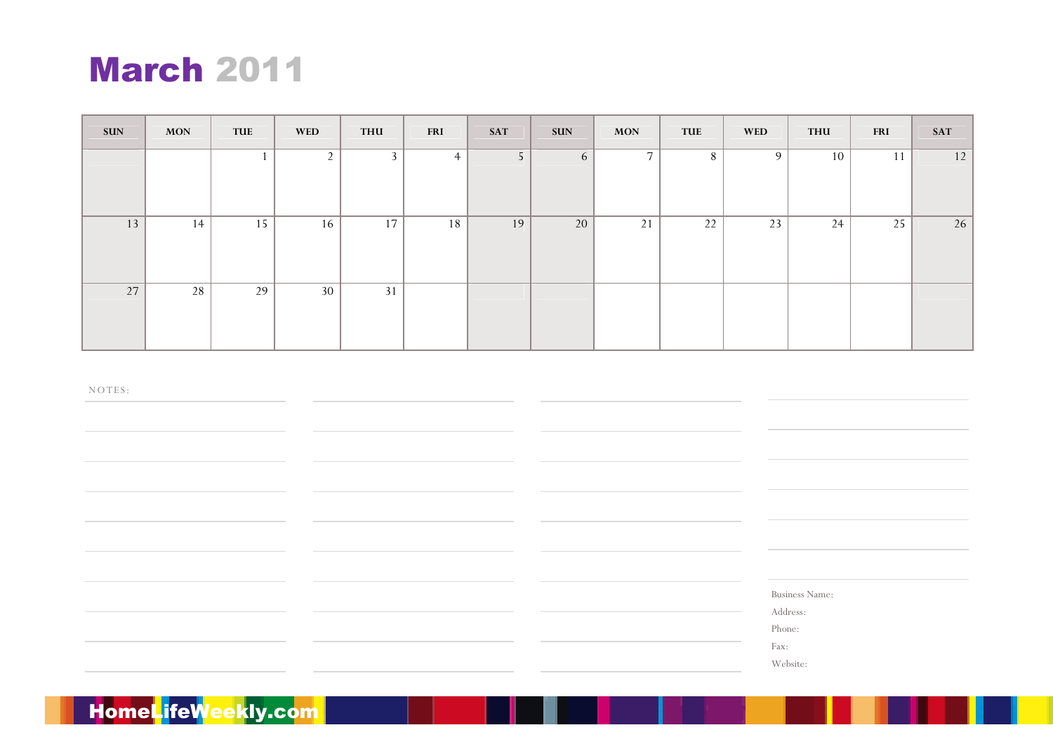# March 2011

| SUN | MON | TUE | WED | THU | FRI | SAT | SUN | MON | TUE | WED | THU | FRI | SAT |
|---|---|---|---|---|---|---|---|---|---|---|---|---|---|
| | | 1 | 2 | 3 | 4 | 5 | 6 | 7 | 8 | 9 | 10 | 11 | 12 |
| 13 | 14 | 15 | 16 | 17 | 18 | 19 | 20 | 21 | 22 | 23 | 24 | 25 | 26 |
| 27 | 28 | 29 | 30 | 31 | | | | | | | | | |

NOTES:

Business Name:

Address:

Phone:

Fax:

Website:

HomeLifeWeekly.com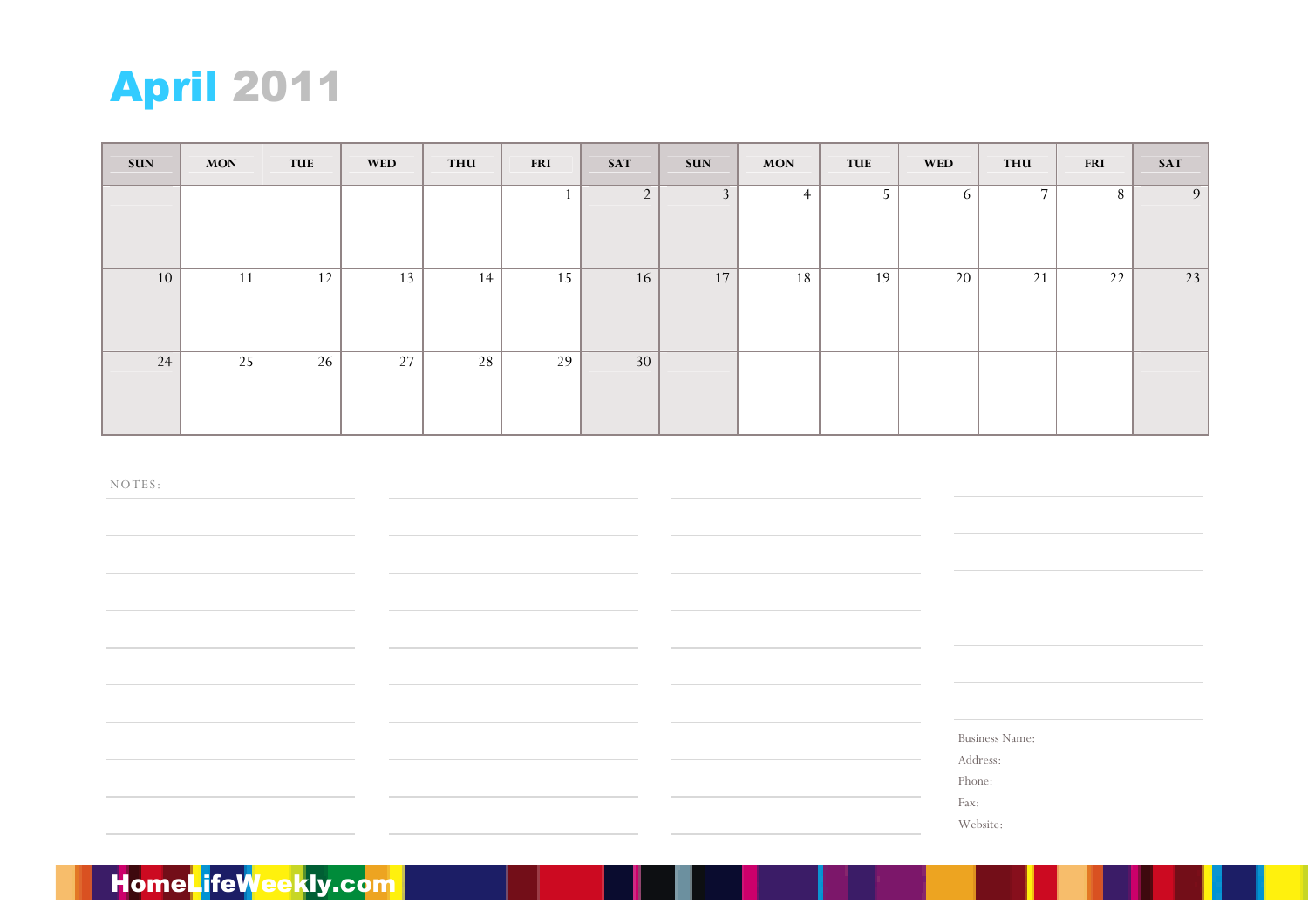# April 2011

| SUN | MON | TUE | WED | THU | FRI | SAT | SUN | MON | TUE | WED | THU | FRI | SAT |
|---|---|---|---|---|---|---|---|---|---|---|---|---|---|
| | | | | | 1 | 2 | 3 | 4 | 5 | 6 | 7 | 8 | 9 |
| 10 | 11 | 12 | 13 | 14 | 15 | 16 | 17 | 18 | 19 | 20 | 21 | 22 | 23 |
| 24 | 25 | 26 | 27 | 28 | 29 | 30 | | | | | | | |

NOTES:

Business Name:

Address:

Phone:

Fax:

Website:

HomeLifeWeekly.com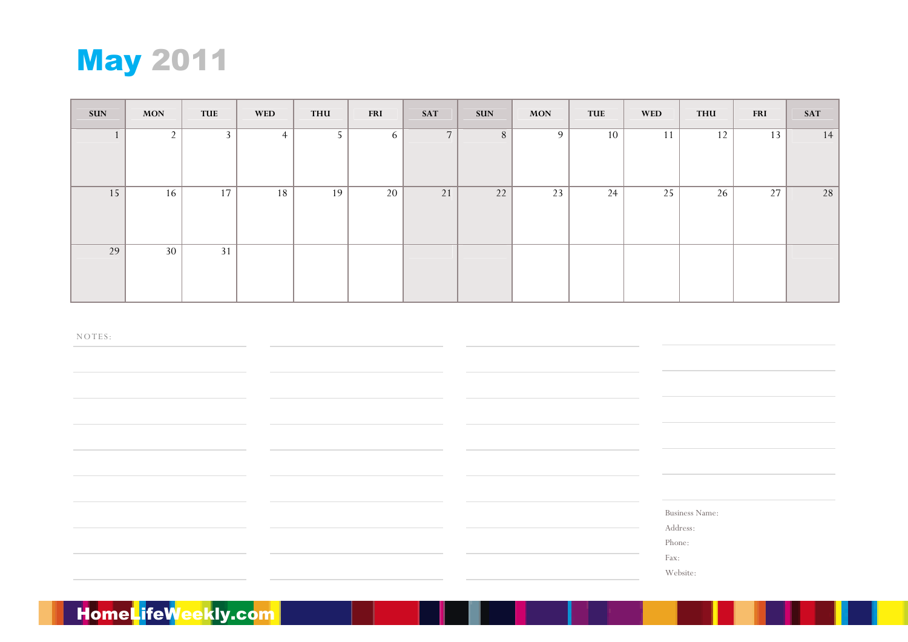# May 2011

| SUN | MON | TUE | WED | THU | FRI | SAT | SUN | MON | TUE | WED | THU | FRI | SAT |
|---|---|---|---|---|---|---|---|---|---|---|---|---|---|
| 1 | 2 | 3 | 4 | 5 | 6 | 7 | 8 | 9 | 10 | 11 | 12 | 13 | 14 |
| 15 | 16 | 17 | 18 | 19 | 20 | 21 | 22 | 23 | 24 | 25 | 26 | 27 | 28 |
| 29 | 30 | 31 | | | | | | | | | | | |

NOTES:

Business Name:

Address:

Phone:

Fax:

Website:

HomeLifeWeekly.com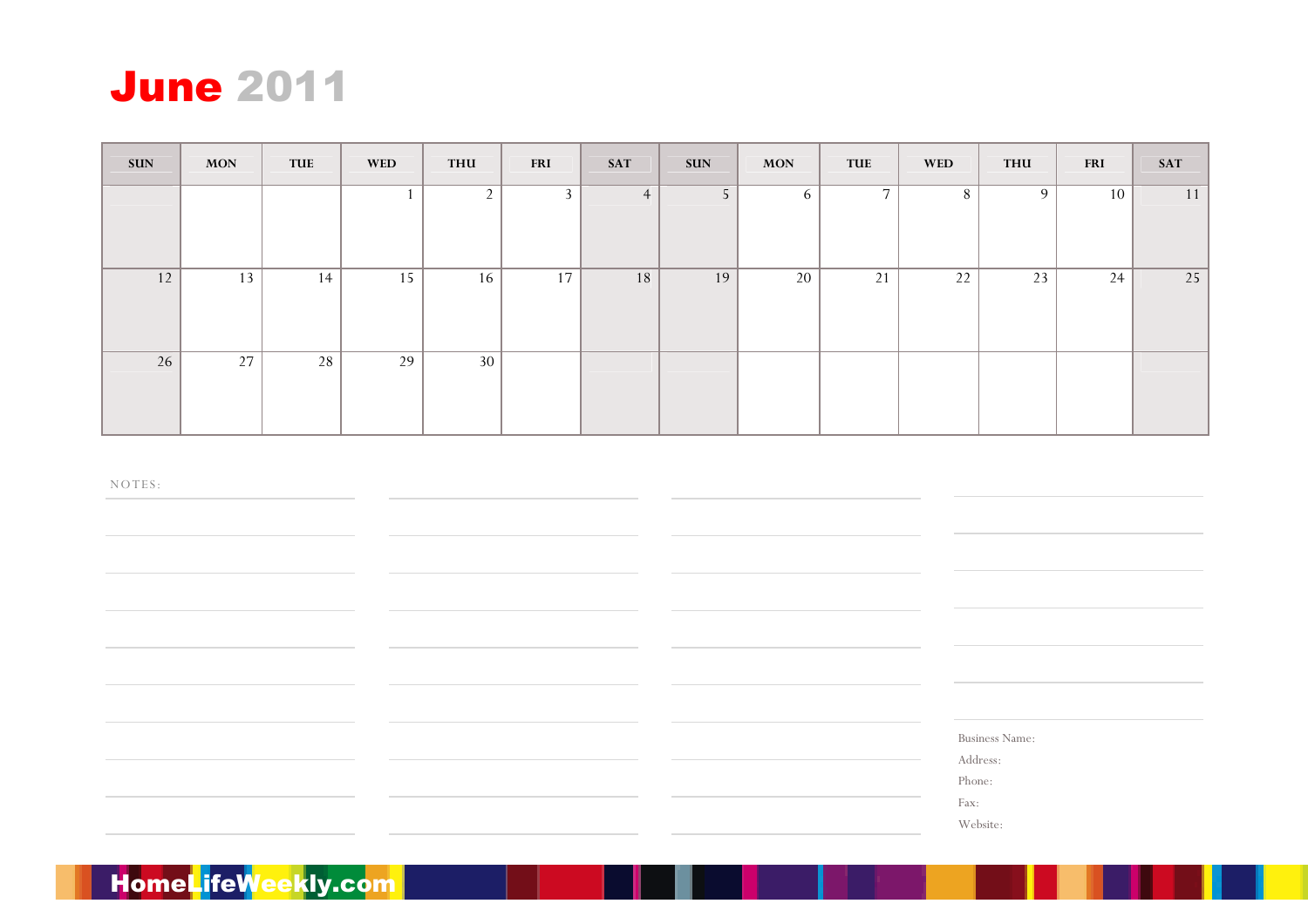# June 2011

| SUN | MON | TUE | WED | THU | FRI | SAT | SUN | MON | TUE | WED | THU | FRI | SAT |
|---|---|---|---|---|---|---|---|---|---|---|---|---|---|
| | | | 1 | 2 | 3 | 4 | 5 | 6 | 7 | 8 | 9 | 10 | 11 |
| 12 | 13 | 14 | 15 | 16 | 17 | 18 | 19 | 20 | 21 | 22 | 23 | 24 | 25 |
| 26 | 27 | 28 | 29 | 30 | | | | | | | | | |

NOTES:

Business Name:

Address:

Phone:

Fax:

Website:

HomeLifeWeekly.com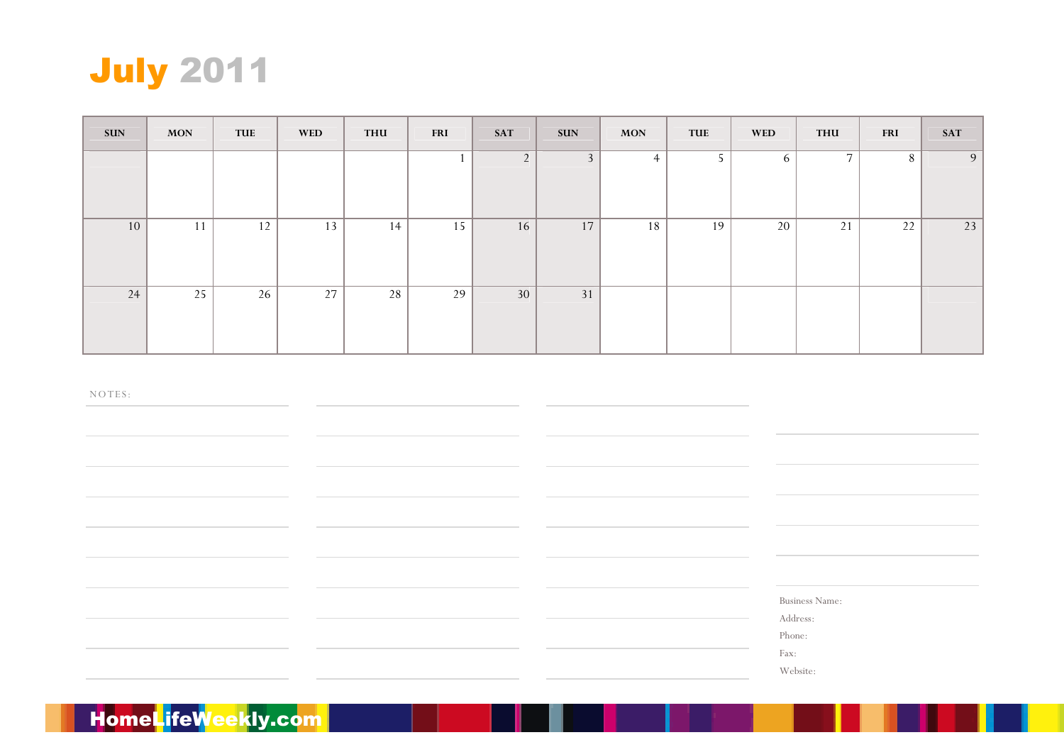# July 2011

| SUN | MON | TUE | WED | THU | FRI | SAT | SUN | MON | TUE | WED | THU | FRI | SAT |
|---|---|---|---|---|---|---|---|---|---|---|---|---|---|
| | | | | | 1 | 2 | 3 | 4 | 5 | 6 | 7 | 8 | 9 |
| 10 | 11 | 12 | 13 | 14 | 15 | 16 | 17 | 18 | 19 | 20 | 21 | 22 | 23 |
| 24 | 25 | 26 | 27 | 28 | 29 | 30 | 31 | | | | | | |

NOTES:

Business Name:

Address:

Phone:

Fax:

Website:

HomeLifeWeekly.com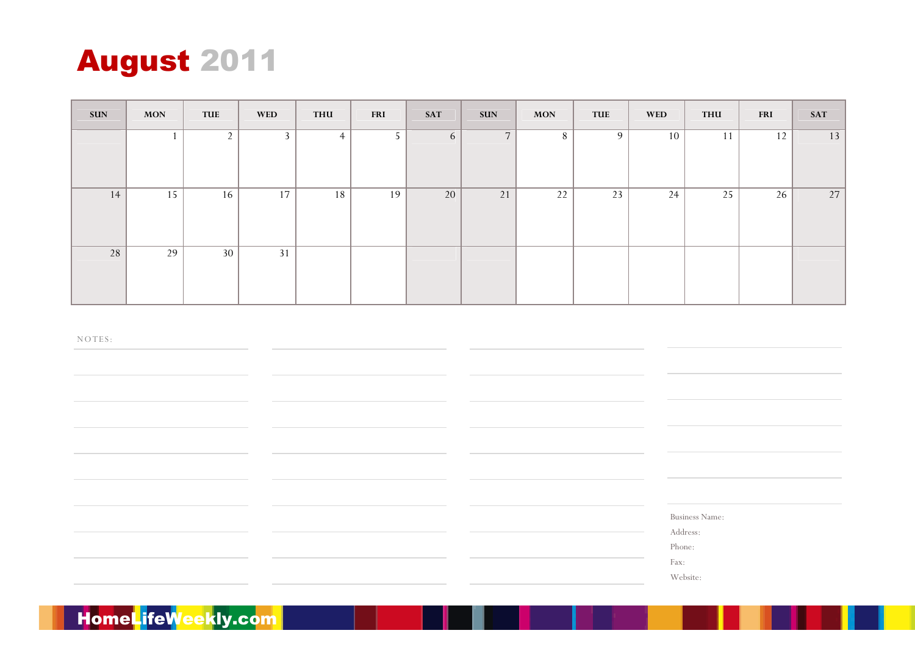# August 2011

| SUN | MON | TUE | WED | THU | FRI | SAT | SUN | MON | TUE | WED | THU | FRI | SAT |
|---|---|---|---|---|---|---|---|---|---|---|---|---|---|
| | 1 | 2 | 3 | 4 | 5 | 6 | 7 | 8 | 9 | 10 | 11 | 12 | 13 |
| 14 | 15 | 16 | 17 | 18 | 19 | 20 | 21 | 22 | 23 | 24 | 25 | 26 | 27 |
| 28 | 29 | 30 | 31 | | | | | | | | | | |

NOTES:

Business Name:

Address:

Phone:

Fax:

Website:

HomeLifeWeekly.com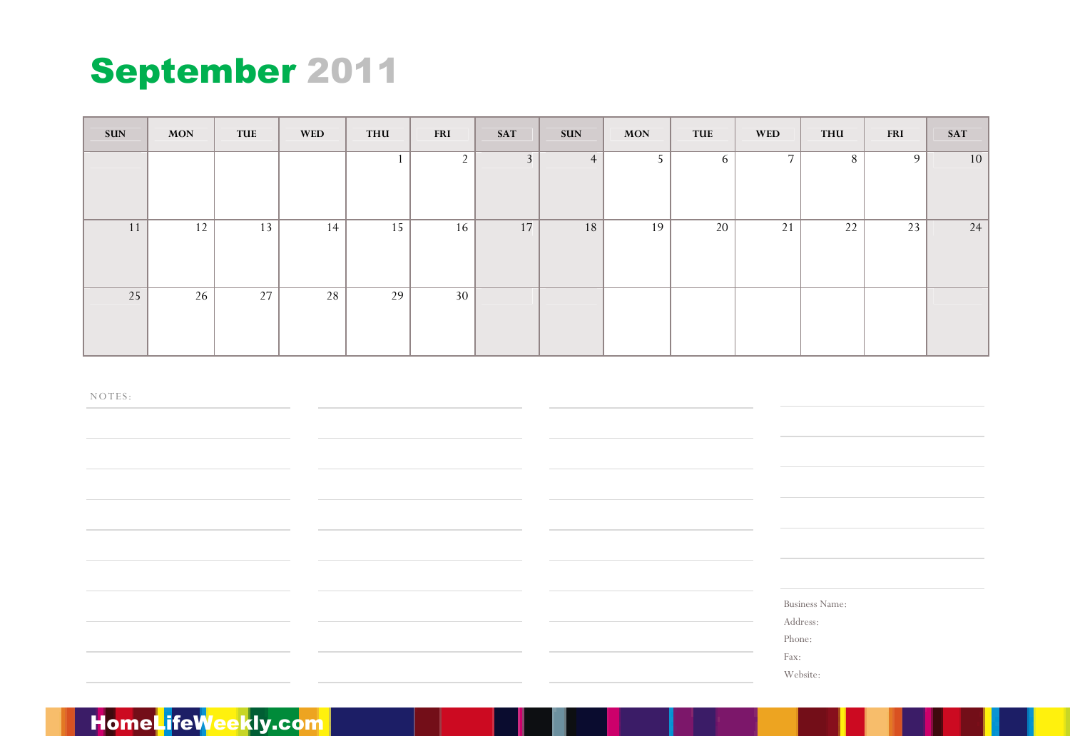# September 2011

| SUN | MON | TUE | WED | THU | FRI | SAT | SUN | MON | TUE | WED | THU | FRI | SAT |
|---|---|---|---|---|---|---|---|---|---|---|---|---|---|
| | | | | 1 | 2 | 3 | 4 | 5 | 6 | 7 | 8 | 9 | 10 |
| 11 | 12 | 13 | 14 | 15 | 16 | 17 | 18 | 19 | 20 | 21 | 22 | 23 | 24 |
| 25 | 26 | 27 | 28 | 29 | 30 | | | | | | | | |

NOTES:

Business Name:

Address:

Phone:

Fax:

Website:

HomeLifeWeekly.com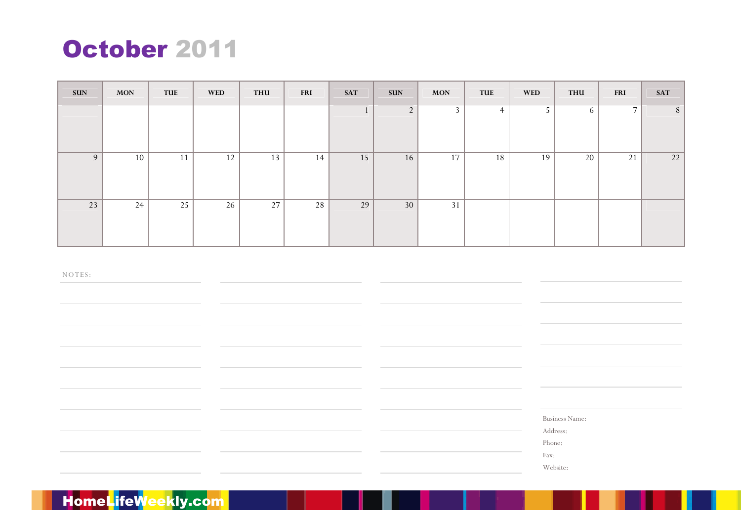# October 2011

| SUN | MON | TUE | WED | THU | FRI | SAT | SUN | MON | TUE | WED | THU | FRI | SAT |
|---|---|---|---|---|---|---|---|---|---|---|---|---|---|
| | | | | | | 1 | 2 | 3 | 4 | 5 | 6 | 7 | 8 |
| 9 | 10 | 11 | 12 | 13 | 14 | 15 | 16 | 17 | 18 | 19 | 20 | 21 | 22 |
| 23 | 24 | 25 | 26 | 27 | 28 | 29 | 30 | 31 | | | | | |

NOTES:

Business Name:

Address:

Phone:

Fax:

Website:

HomeLifeWeekly.com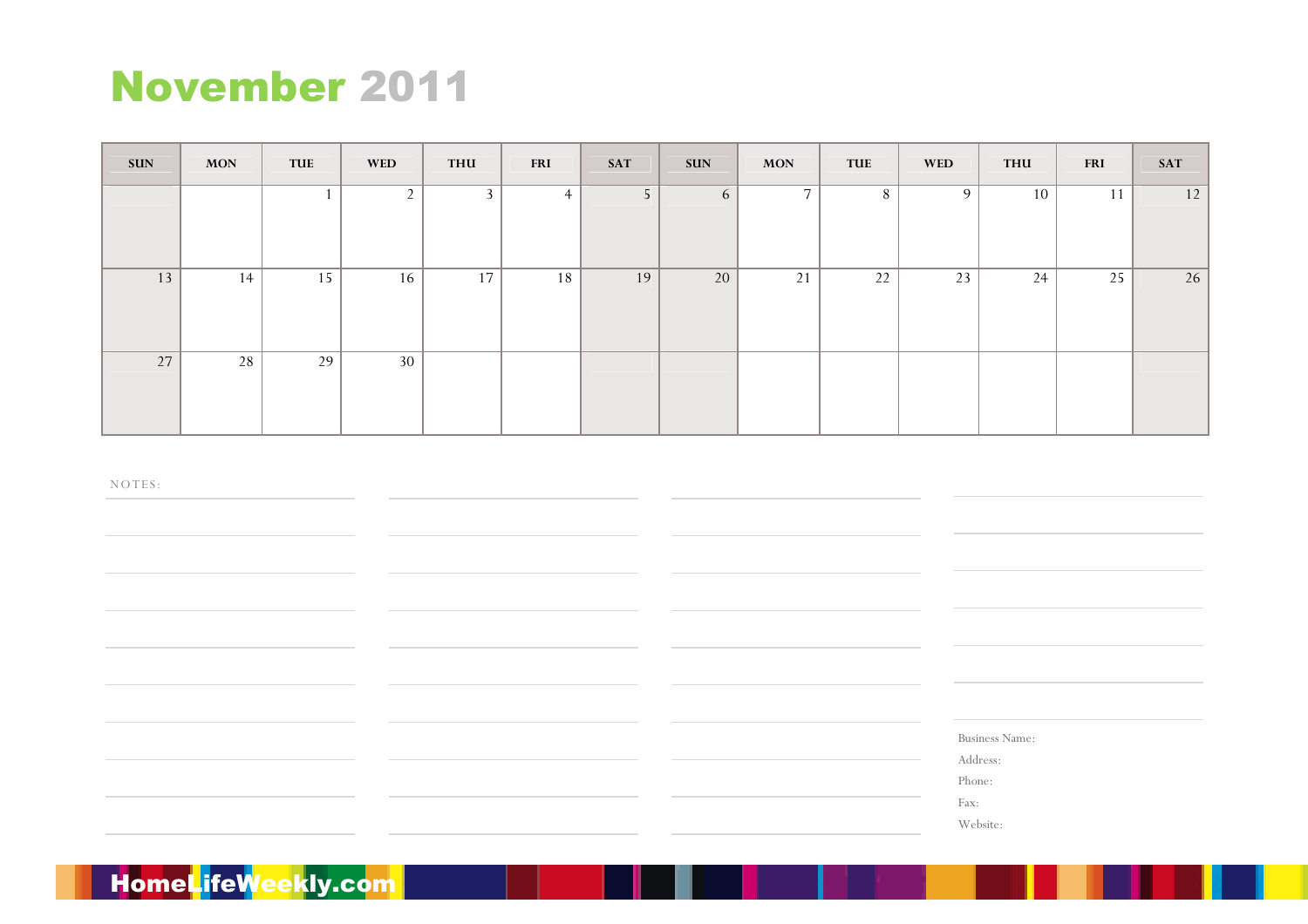# November 2011

| SUN | MON | TUE | WED | THU | FRI | SAT | SUN | MON | TUE | WED | THU | FRI | SAT |
|---|---|---|---|---|---|---|---|---|---|---|---|---|---|
| | | 1 | 2 | 3 | 4 | 5 | 6 | 7 | 8 | 9 | 10 | 11 | 12 |
| 13 | 14 | 15 | 16 | 17 | 18 | 19 | 20 | 21 | 22 | 23 | 24 | 25 | 26 |
| 27 | 28 | 29 | 30 | | | | | | | | | | |

NOTES:

Business Name:

Address:

Phone:

Fax:

Website:

HomeLifeWeekly.com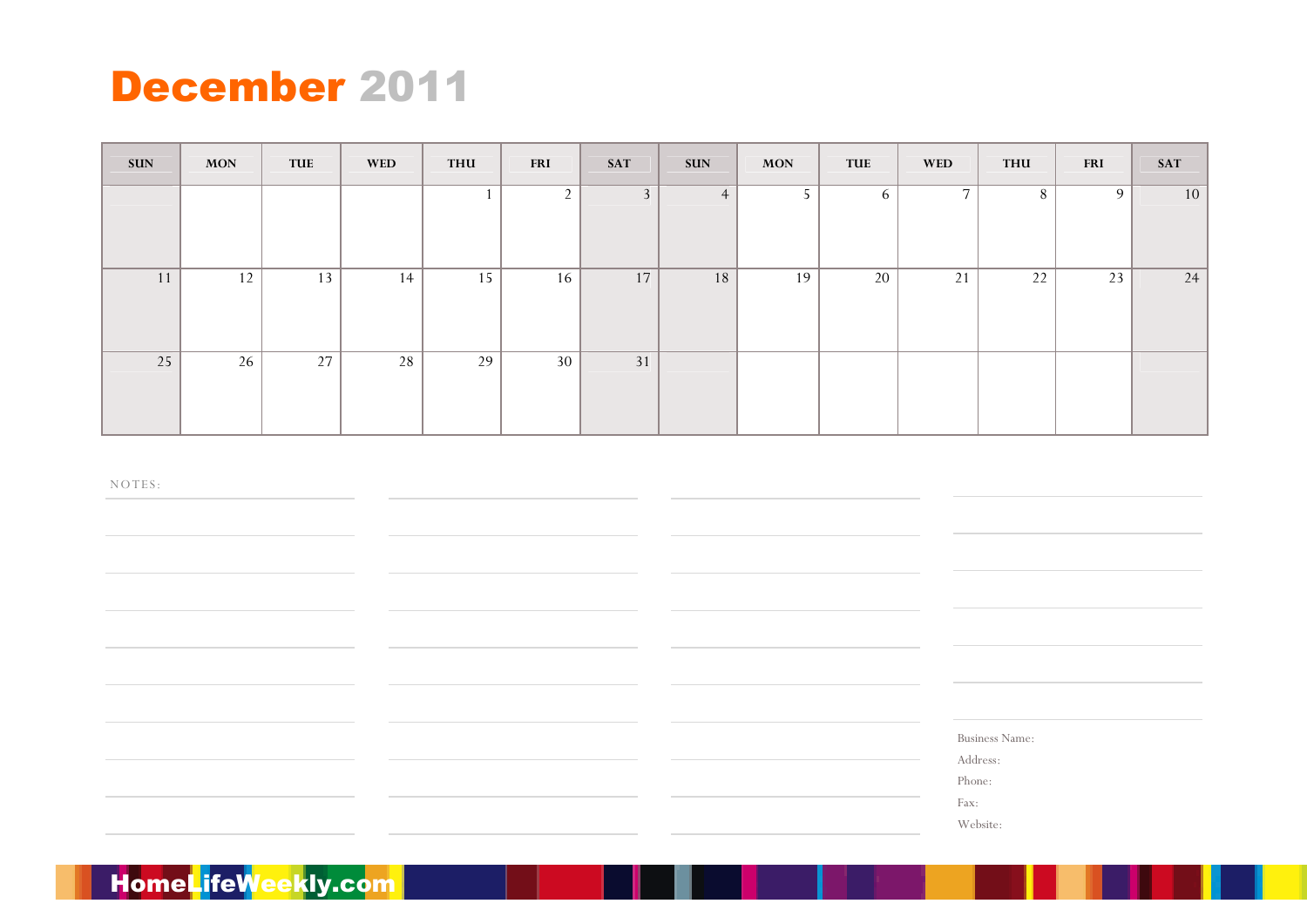# December 2011

| SUN | MON | TUE | WED | THU | FRI | SAT | SUN | MON | TUE | WED | THU | FRI | SAT |
|---|---|---|---|---|---|---|---|---|---|---|---|---|---|
| | | | | 1 | 2 | 3 | 4 | 5 | 6 | 7 | 8 | 9 | 10 |
| 11 | 12 | 13 | 14 | 15 | 16 | 17 | 18 | 19 | 20 | 21 | 22 | 23 | 24 |
| 25 | 26 | 27 | 28 | 29 | 30 | 31 | | | | | | | |

NOTES:

Business Name:
Address:
Phone:
Fax:
Website:

HomeLifeWeekly.com